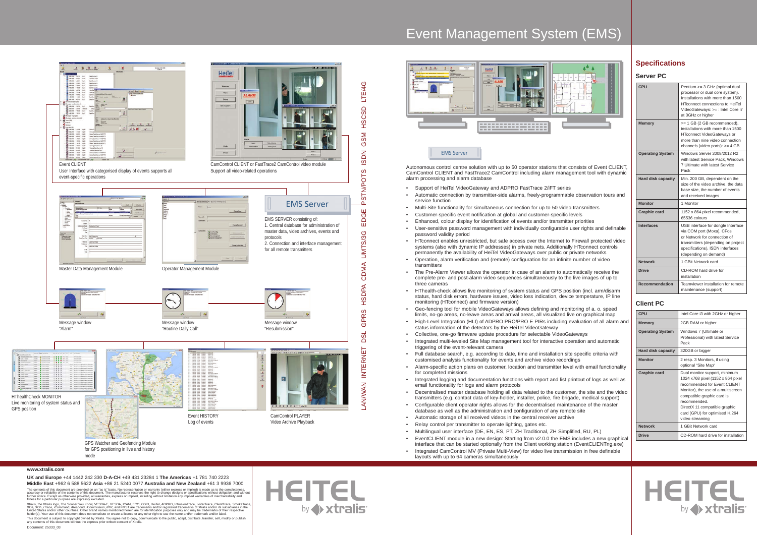# Event Management System (EMS)

Event CLIENT

User Interface with categorised display of events supports all event-specific operations

CamControl CLIENT or FastTrace2 CamControl video module

Support all video-related operations

Master Data Management Module

Operator Management Module

EMS Server

EMS SERVER consisting of:

1. Central database for administration of master data, video archives, events and protocols
2. Connection and interface management for all remote transmitters

Message window "Alarm"

Message window "Routine Daily Call"

Message window "Resubmission"

HThealthCheck MONITOR

Live monitoring of system status and GPS position

GPS Watcher and Geofencing Module for GPS positioning in live and history mode

Event HISTORY

Log of events

CamControl PLAYER

Video Archive Playback

LAN/WAN INTERNET DSL GPRS HSDPA CDMA UMTS/3G EDGE PSTN/POTS ISDN GSM HSCSD LTE/4G

EMS Server

Autonomous control centre solution with up to 50 operator stations that consists of Event CLIENT, CamControl CLIENT and FastTrace2 CamControl including alarm management tool with dynamic alarm processing and alarm database

- Support of HeiTel VideoGateway and ADPRO FastTrace 2/iFT series
- Automatic connection by transmitter-side alarms, freely-programmable observation tours and service function
- Multi-Site functionality for simultaneous connection for up to 50 video transmitters
- Customer-specific event notification at global and customer-specific levels
- Enhanced, colour display for identification of events and/or transmitter priorities
- User-sensitive password management with individually configurable user rights and definable password validity period
- HTconnect enables unrestricted, but safe access over the Internet to Firewall protected video systems (also with dynamic IP addresses) in private nets. Additionally HTconnect controls permanently the availability of HeiTel VideoGateways over public or private networks
- Operation, alarm verification and (remote) configuration for an infinite number of video transmitters
- The Pre-Alarm Viewer allows the operator in case of an alarm to automatically receive the complete pre- and post-alarm video sequences simultaneously to the live images of up to three cameras
- HThealth-check allows live monitoring of system status and GPS position (incl. arm/disarm status, hard disk errors, hardware issues, video loss indication, device temperature, IP line monitoring (HTconnect) and firmware version)
- Geo-fencing tool for mobile VideoGateways allows defining and monitoring of a. o. speed limits, no-go areas, no-leave areas and arrival areas, all visualized live on geographical map
- High-Level Integration (HLI) of ADPRO PRO/PRO E PIRs including evaluation of all alarm and status information of the detectors by the HeiTel VideoGateway
- Collective, one-go firmware update procedure for selectable VideoGateways
- Integrated multi-leveled Site Map management tool for interactive operation and automatic triggering of the event-relevant camera
- Full database search, e.g. according to date, time and installation site specific criteria with customised analysis functionality for events and archive video recordings
- Alarm-specific action plans on customer, location and transmitter level with email functionality for completed missions
- Integrated logging and documentation functions with report and list printout of logs as well as email functionality for logs and alarm protocols
- Decentralised master database holding all data related to the customer, the site and the video transmitters (e.g. contact data of key-holder, installer, police, fire brigade, medical support)
- Configurable client operator rights allows for the decentralised maintenance of the master database as well as the administration and configuration of any remote site
- Automatic storage of all received videos in the central receiver archive
- Relay control per transmitter to operate lighting, gates etc.
- Multilingual user interface (DE, EN, ES, PT, ZH Traditional, ZH Simplified, RU, PL)
- EventCLIENT module in a new design: Starting from v2.0.0 the EMS includes a new graphical interface that can be started optionally from the Client working station (EventCLIENTng.exe)
- Integrated CamControl MV (Private Multi-View) for video live transmission in free definable layouts with up to 64 cameras simultaneously

## Specifications

### Server PC

| | |
|---|---|
| CPU | Pentium >= 3 GHz (optimal dual processor or dual core system). Installations with more than 1500 HTconnect connections to HeiTel VideoGateways: >= : Intel Core i7 at 3GHz or higher |
| Memory | >= 1 GB (2 GB recommended), installations with more than 1500 HTconnect VideoGateways or more than nine video connection channels (video ports): >= 4 GB |
| Operating System | Windows Server 2008/2012 R2 with latest Service Pack, Windows 7 Ultimate with latest Service Pack |
| Hard disk capacity | Min. 200 GB, dependent on the size of the video archive, the data base size, the number of events and received images |
| Monitor | 1 Monitor |
| Graphic card | 1152 x 864 pixel recommended, 65536 colours |
| Interfaces | USB interface for dongle Interface via COM port (Moxa), CFos or Network for connection of transmitters (depending on project specifications), ISDN interfaces (depending on demand) |
| Network | 1 GBit Network card |
| Drive | CD-ROM hard drive for installation |
| Recommendation | Teamviewer installation for remote maintenance (support) |

### Client PC

| | |
|---|---|
| CPU | Intel Core i3 with 2GHz or higher |
| Memory | 2GB RAM or higher |
| Operating System | Windows 7 (Ultimate or Professional) with latest Service Pack |
| Hard disk capacity | 320GB or bigger |
| Monitor | 2 resp. 3 Monitors, if using optional "Site Map" |
| Graphic card | Dual monitor support, minimum 1024 x768 pixel (1152 x 864 pixel recommended for Event CLIENT Monitor), the use of a multiscreen compatible graphic card is recommended. DirectX 11 compatible graphic card (GPU) for optimised H.264 video streaming |
| Network | 1 GBit Network card |
| Drive | CD-ROM hard drive for installation |

**www.xtralis.com**

**UK and Europe** +44 1442 242 330 **D-A-CH** +49 431 23284 1 **The Americas** +1 781 740 2223
**Middle East** +962 6 588 5622 **Asia** +86 21 5240 0077 **Australia and New Zealand** +61 3 9936 7000

The contents of this document are provided on an "as is" basis. No representation or warranty (either express or implied) is made as to the completeness, accuracy or reliability of the contents of this document. The manufacturer reserves the right to change designs or specifications without obligation and without further notice. Except as otherwise provided, all warranties, express or implied, including without limitation any implied warranties of merchantability and fitness for a particular purpose are expressly excluded.

Xtralis, the Xtralis logo, The Sooner You Know, VESDA-E, VESDA, ICAM, ECO, OSID, HeiTel, ADPRO, IntrusionTrace, LoiterTrace, ClientTrace, SmokeTrace, XOa, XOh, iTrace, iCommand, iRespond, iCommission, iPIR, and FMST are trademarks and/or registered trademarks of Xtralis and/or its subsidiaries in the United States and/or other countries. Other brand names mentioned herein are for identification purposes only and may be trademarks of their respective holder(s). Your use of this document does not constitute or create a licence or any other right to use the name and/or trademark and/or label.

This document is subject to copyright owned by Xtralis. You agree not to copy, communicate to the public, adapt, distribute, transfer, sell, modify or publish any contents of this document without the express prior written consent of Xtralis.

Document: 25333_03

HEITEL by xtralis

HEITEL by xtralis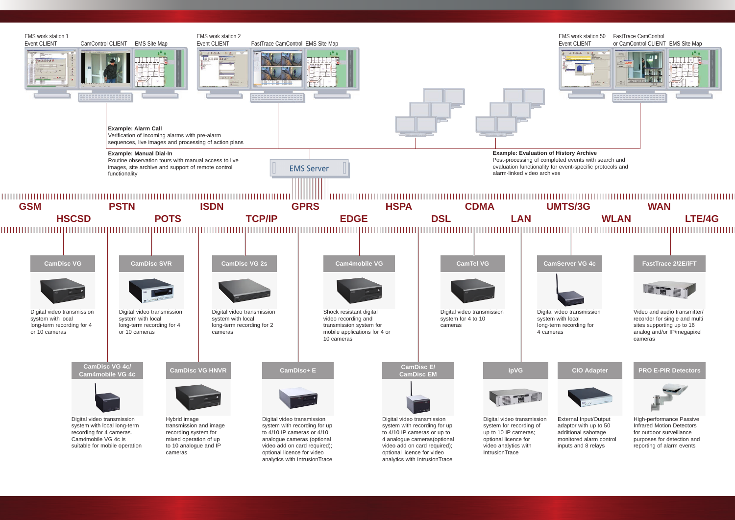EMS work station 1
Event CLIENT

CamControl CLIENT

EMS Site Map

EMS work station 2
Event CLIENT

FastTrace CamControl

EMS Site Map

EMS work station 50
Event CLIENT

FastTrace CamControl
or CamControl CLIENT

EMS Site Map

**Example: Alarm Call**
Verification of incoming alarms with pre-alarm sequences, live images and processing of action plans

**Example: Manual Dial-In**
Routine observation tours with manual access to live images, site archive and support of remote control functionality

EMS Server

**Example: Evaluation of History Archive**
Post-processing of completed events with search and evaluation functionality for event-specific protocols and alarm-linked video archives

**GSM** **HSCSD** **PSTN** **POTS** **ISDN** **TCP/IP** **GPRS** **EDGE** **HSPA** **DSL** **CDMA** **LAN** **UMTS/3G** **WLAN** **WAN** **LTE/4G**

### CamDisc VG
Digital video transmission system with local long-term recording for 4 or 10 cameras

### CamDisc SVR
Digital video transmission system with local long-term recording for 4 or 10 cameras

### CamDisc VG 2s
Digital video transmission system with local long-term recording for 2 cameras

### Cam4mobile VG
Shock resistant digital video recording and transmission system for mobile applications for 4 or 10 cameras

### CamTel VG
Digital video transmission system for 4 to 10 cameras

### CamServer VG 4c
Digital video transmission system with local long-term recording for 4 cameras

### FastTrace 2/2E/iFT
Video and audio transmitter/ recorder for single and multi sites supporting up to 16 analog and/or IP/megapixel cameras

### CamDisc VG 4c/ Cam4mobile VG 4c
Digital video transmission system with local long-term recording for 4 cameras. Cam4mobile VG 4c is suitable for mobile operation

### CamDisc VG HNVR
Hybrid image transmission and image recording system for mixed operation of up to 10 analogue and IP cameras

### CamDisc+ E
Digital video transmission system with recording for up to 4/10 IP cameras or 4/10 analogue cameras (optional video add on card required); optional licence for video analytics with IntrusionTrace

### CamDisc E/ CamDisc EM
Digital video transmission system with recording for up to 4/10 IP cameras or up to 4 analogue cameras(optional video add on card required); optional licence for video analytics with IntrusionTrace

### ipVG
Digital video transmission system for recording of up to 10 IP cameras; optional licence for video analytics with IntrusionTrace

### CIO Adapter
External Input/Output adaptor with up to 50 additional sabotage monitored alarm control inputs and 8 relays

### PRO E-PIR Detectors
High-performance Passive Infrared Motion Detectors for outdoor surveillance purposes for detection and reporting of alarm events